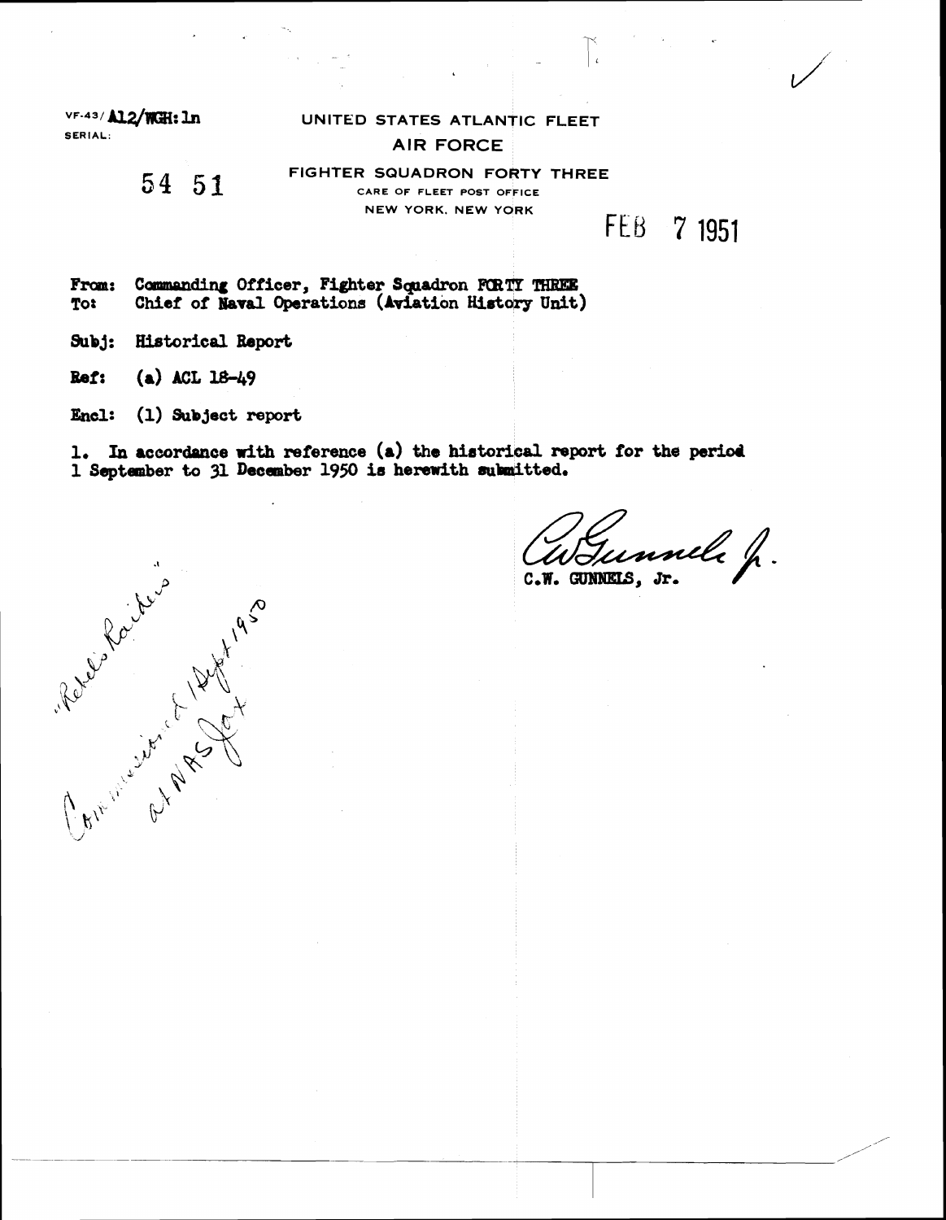VF-43/ A12/WGH:ln
SERIAL:

54 51

UNITED STATES ATLANTIC FLEET
AIR FORCE
FIGHTER SQUADRON FORTY THREE
CARE OF FLEET POST OFFICE
NEW YORK, NEW YORK

FEB 7 1951

From: Commanding Officer, Fighter Squadron FORTY THREE
To: Chief of Naval Operations (Aviation History Unit)

Subj: Historical Report

Ref: (a) ACL 18-49

Encl: (1) Subject report

1. In accordance with reference (a) the historical report for the period 1 September to 31 December 1950 is herewith submitted.

C.W. GUNNELS, Jr.

"Rebel's Raiders"
Commissioned 1 Sept 1950
at NAS Jax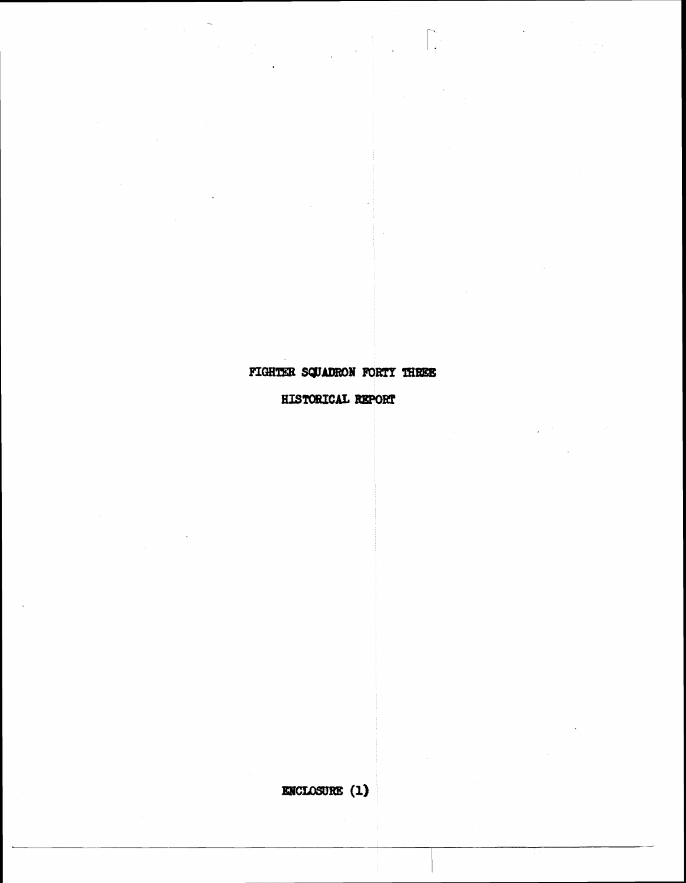# FIGHTER SQUADRON FORTY THREE

## HISTORICAL REPORT

ENCLOSURE (1)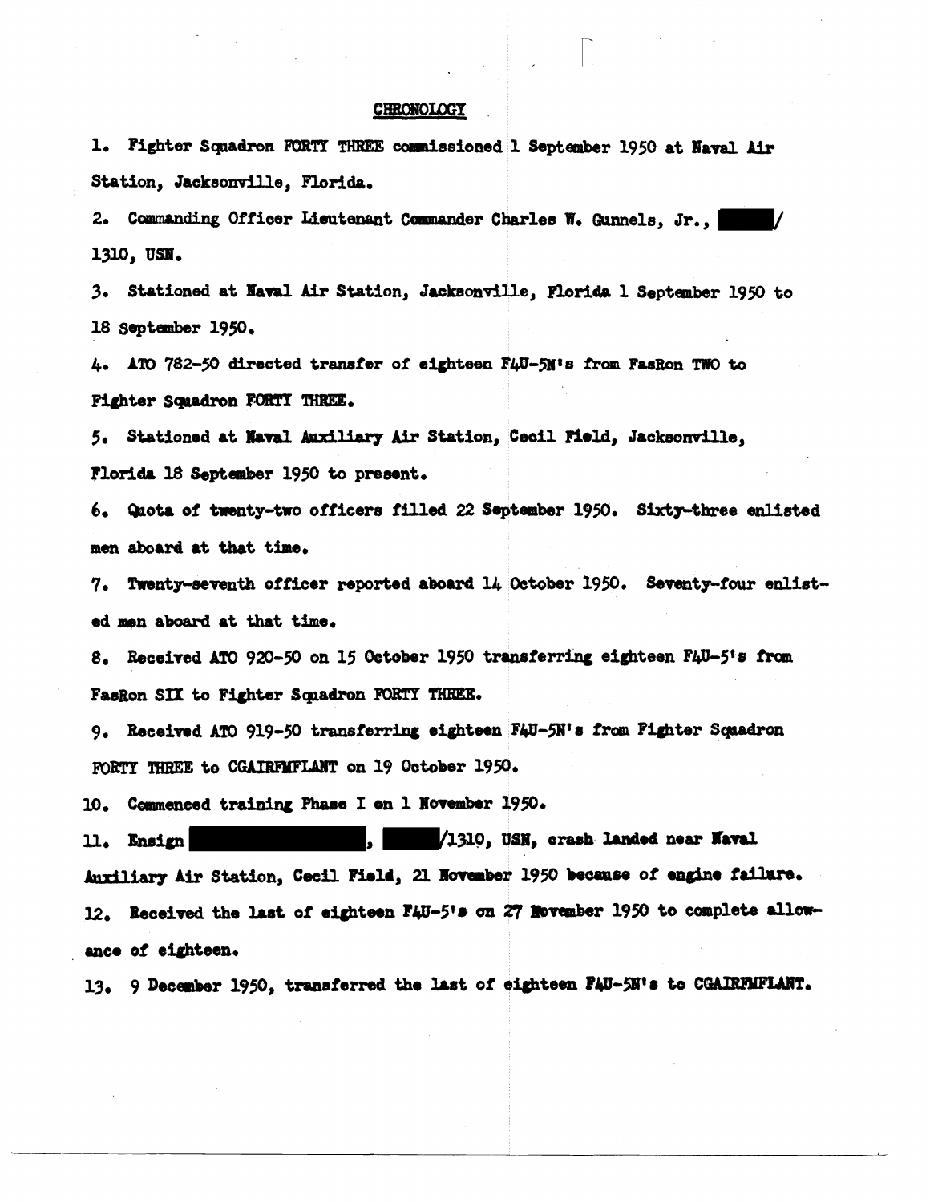## CHRONOLOGY

1. Fighter Squadron FORTY THREE commissioned 1 September 1950 at Naval Air Station, Jacksonville, Florida.

2. Commanding Officer Lieutenant Commander Charles W. Gunnels, Jr., ▇▇▇/1310, USN.

3. Stationed at Naval Air Station, Jacksonville, Florida 1 September 1950 to 18 September 1950.

4. ATO 782-50 directed transfer of eighteen F4U-5N's from FasRon TWO to Fighter Squadron FORTY THREE.

5. Stationed at Naval Auxiliary Air Station, Cecil Field, Jacksonville, Florida 18 September 1950 to present.

6. Quota of twenty-two officers filled 22 September 1950. Sixty-three enlisted men aboard at that time.

7. Twenty-seventh officer reported aboard 14 October 1950. Seventy-four enlisted men aboard at that time.

8. Received ATO 920-50 on 15 October 1950 transferring eighteen F4U-5's from FasRon SIX to Fighter Squadron FORTY THREE.

9. Received ATO 919-50 transferring eighteen F4U-5N's from Fighter Sqadron FORTY THREE to CGAIRFMFLANT on 19 October 1950.

10. Commenced training Phase I on 1 November 1950.

11. Ensign ▇▇▇▇▇▇▇▇, ▇▇▇/1310, USN, crash landed near Naval Auxiliary Air Station, Cecil Field, 21 November 1950 because of engine failure.

12. Received the last of eighteen F4U-5's on 27 November 1950 to complete allowance of eighteen.

13. 9 December 1950, transferred the last of eighteen F4U-5N's to CGAIRFMFLANT.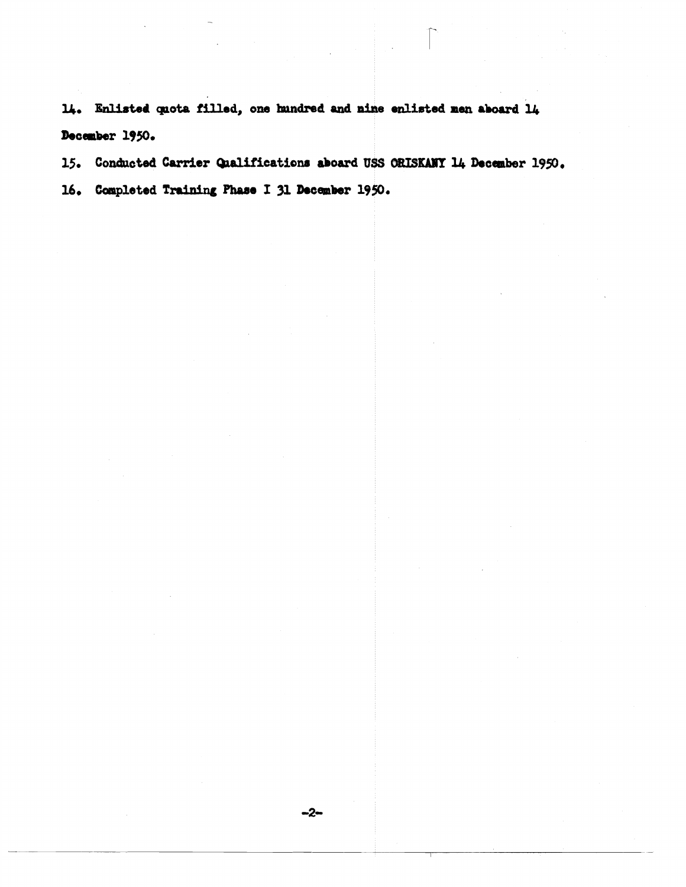14. Enlisted quota filled, one hundred and nine enlisted men aboard 14 December 1950.

15. Conducted Carrier Qualifications aboard USS ORISKANY 14 December 1950.

16. Completed Training Phase I 31 December 1950.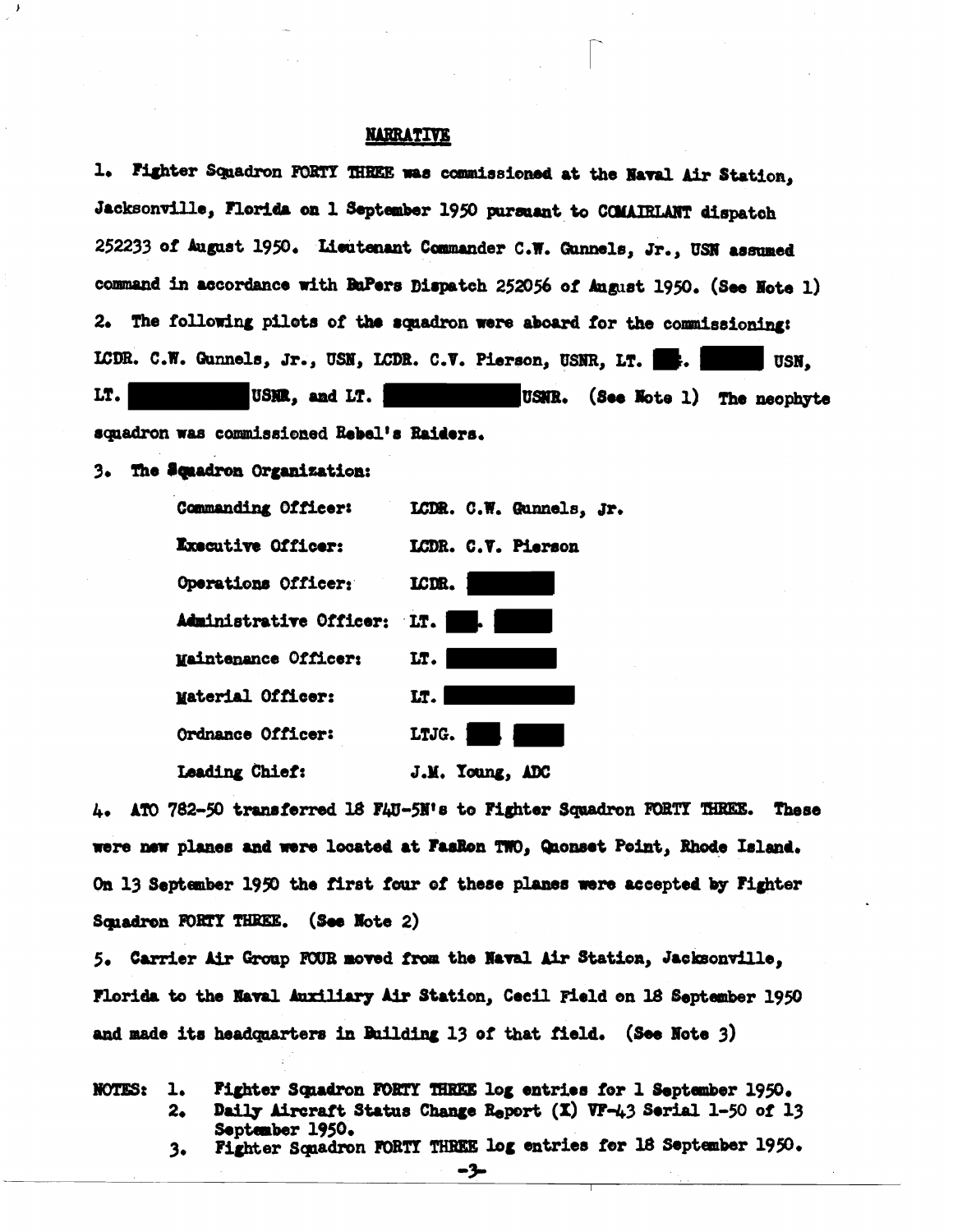## NARRATIVE

1. Fighter Squadron FORTY THREE was commissioned at the Naval Air Station, Jacksonville, Florida on 1 September 1950 pursuant to COMAIRLANT dispatch 252233 of August 1950. Lieutenant Commander C.W. Gunnels, Jr., USN assumed command in accordance with BuPers Dispatch 252056 of August 1950. (See Note 1)

2. The following pilots of the squadron were aboard for the commissioning: LCDR. C.W. Gunnels, Jr., USN, LCDR. C.V. Pierson, USNR, LT. ██. ████ USN, LT. ████ USNR, and LT. ████ USNR. (See Note 1) The neophyte squadron was commissioned Rebel's Raiders.

3. The Squadron Organization:

| | |
|---|---|
| Commanding Officer: | LCDR. C.W. Gunnels, Jr. |
| Executive Officer: | LCDR. C.V. Pierson |
| Operations Officer: | LCDR. ████ |
| Administrative Officer: | LT. ██. ████ |
| Maintenance Officer: | LT. ████ |
| Material Officer: | LT. ████ |
| Ordnance Officer: | LTJG. ██ ████ |
| Leading Chief: | J.M. Young, ADC |

4. ATO 782-50 transferred 18 F4U-5N's to Fighter Squadron FORTY THREE. These were new planes and were located at FasRon TWO, Quonset Point, Rhode Island. On 13 September 1950 the first four of these planes were accepted by Fighter Squadron FORTY THREE. (See Note 2)

5. Carrier Air Group FOUR moved from the Naval Air Station, Jacksonville, Florida to the Naval Auxiliary Air Station, Cecil Field on 18 September 1950 and made its headquarters in Building 13 of that field. (See Note 3)

NOTES:
1. Fighter Squadron FORTY THREE log entries for 1 September 1950.
2. Daily Aircraft Status Change Report (X) VF-43 Serial 1-50 of 13 September 1950.
3. Fighter Squadron FORTY THREE log entries for 18 September 1950.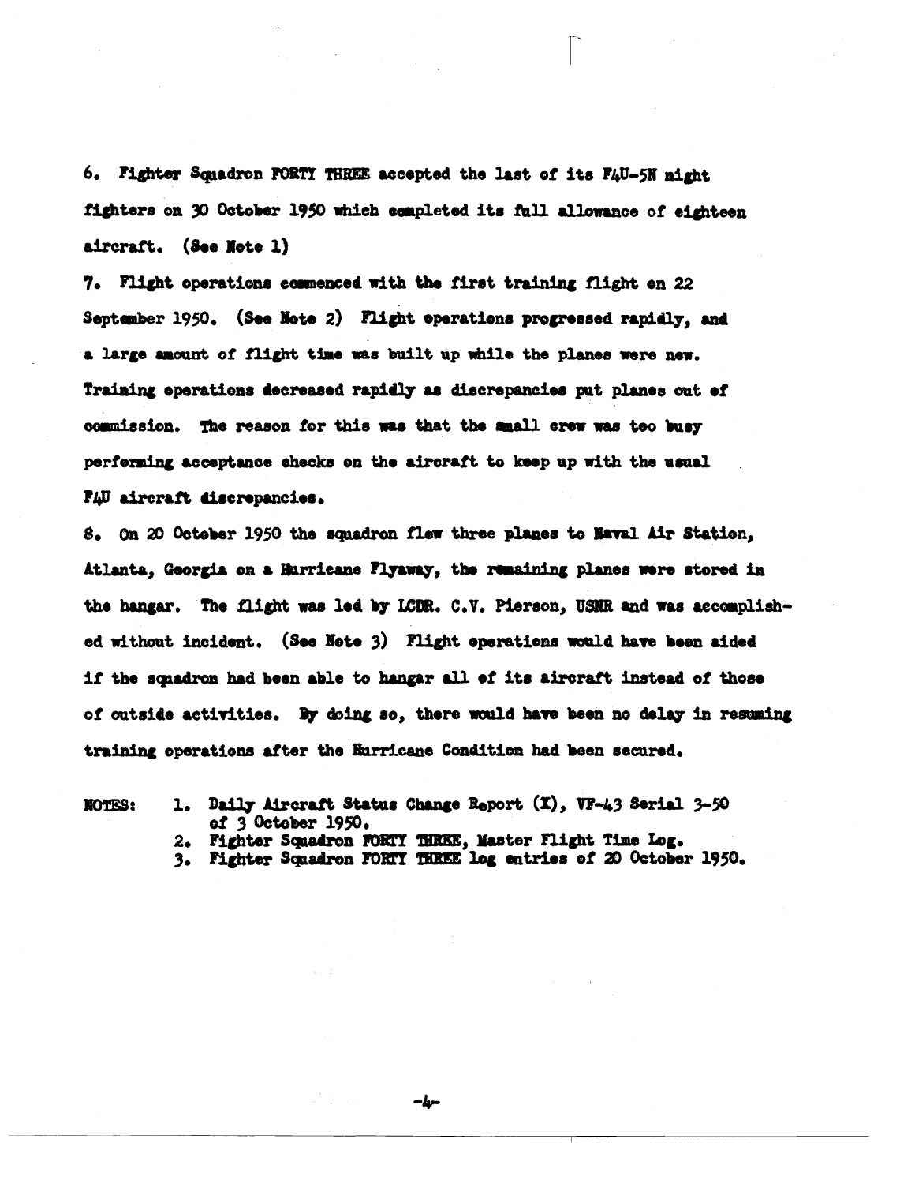6. Fighter Squadron FORTY THREE accepted the last of its F4U-5N night fighters on 30 October 1950 which completed its full allowance of eighteen aircraft. (See Note 1)

7. Flight operations commenced with the first training flight on 22 September 1950. (See Note 2) Flight operations progressed rapidly, and a large amount of flight time was built up while the planes were new. Training operations decreased rapidly as discrepancies put planes out of commission. The reason for this was that the small crew was too busy performing acceptance checks on the aircraft to keep up with the usual F4U aircraft discrepancies.

8. On 20 October 1950 the squadron flew three planes to Naval Air Station, Atlanta, Georgia on a Hurricane Flyaway, the remaining planes were stored in the hangar. The flight was led by LCDR. C.V. Pierson, USNR and was accomplished without incident. (See Note 3) Flight operations would have been aided if the sqadron had been able to hangar all of its aircraft instead of those of outside activities. By doing so, there would have been no delay in resuming training operations after the Hurricane Condition had been secured.

NOTES:
1. Daily Aircraft Status Change Report (X), VF-43 Serial 3-50 of 3 October 1950.
2. Fighter Squadron FORTY THREE, Master Flight Time Log.
3. Fighter Squadron FORTY THREE log entries of 20 October 1950.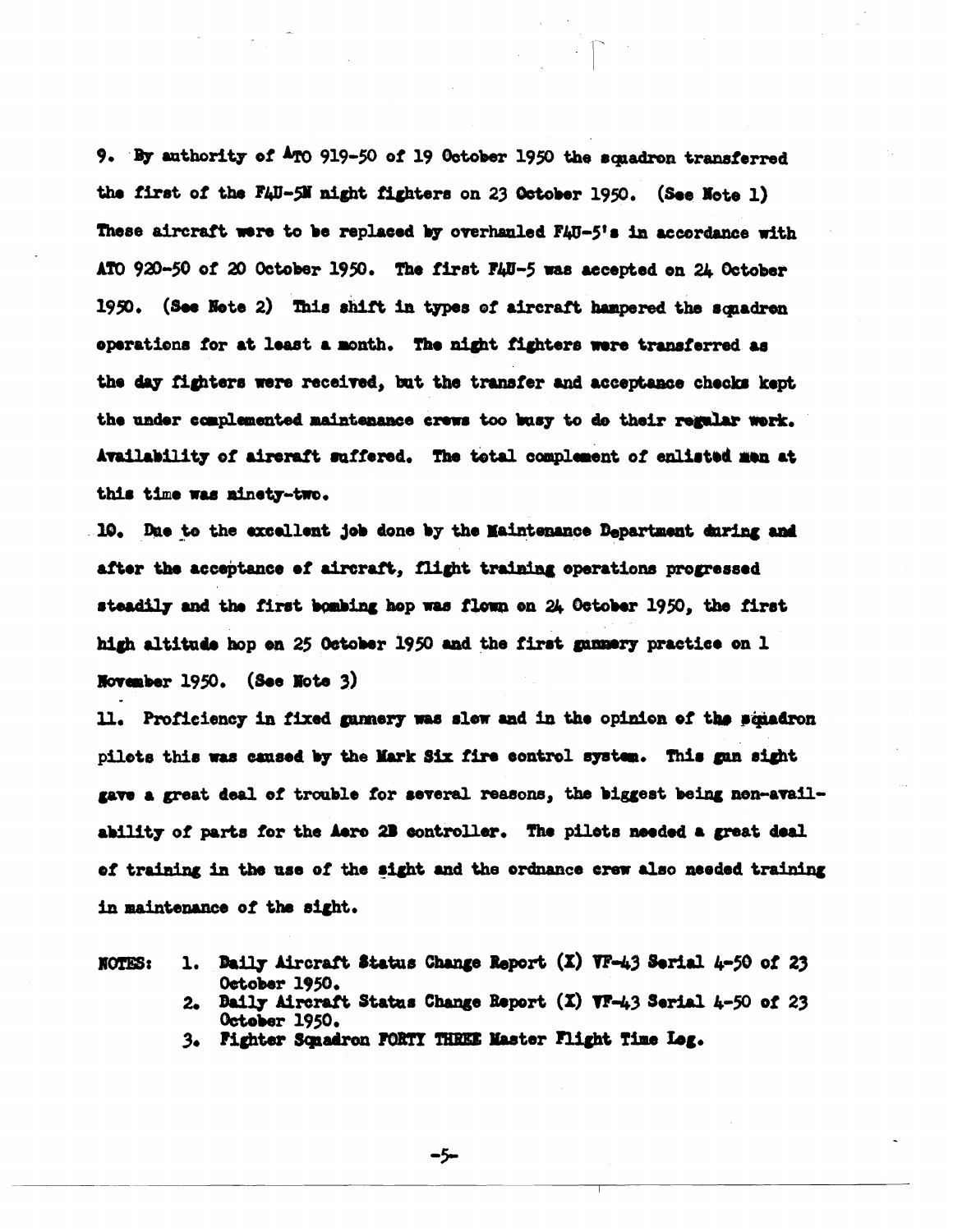9. By authority of ATO 919-50 of 19 October 1950 the squadron transferred the first of the F4U-5N night fighters on 23 October 1950. (See Note 1) These aircraft were to be replaced by overhauled F4U-5's in accordance with ATO 920-50 of 20 October 1950. The first F4U-5 was accepted on 24 October 1950. (See Note 2) This shift in types of aircraft hampered the squadron operations for at least a month. The night fighters were transferred as the day fighters were received, but the transfer and acceptance checks kept the under complemented maintenance crews too busy to do their regular work. Availability of aircraft suffered. The total complement of enlisted men at this time was ninety-two.

10. Due to the excellent job done by the Maintenance Department during and after the acceptance of aircraft, flight training operations progressed steadily and the first bombing hop was flown on 24 October 1950, the first high altitude hop on 25 October 1950 and the first gunnery practice on 1 November 1950. (See Note 3)

11. Proficiency in fixed gunnery was slow and in the opinion of the squadron pilots this was caused by the Mark Six fire control system. This gun sight gave a great deal of trouble for several reasons, the biggest being non-availability of parts for the Aero 2B controller. The pilots needed a great deal of training in the use of the sight and the ordnance crew also needed training in maintenance of the sight.

NOTES:

1. Daily Aircraft Status Change Report (X) VF-43 Serial 4-50 of 23 October 1950.
2. Daily Aircraft Status Change Report (X) VF-43 Serial 4-50 of 23 October 1950.
3. Fighter Squadron FORTY THREE Master Flight Time Log.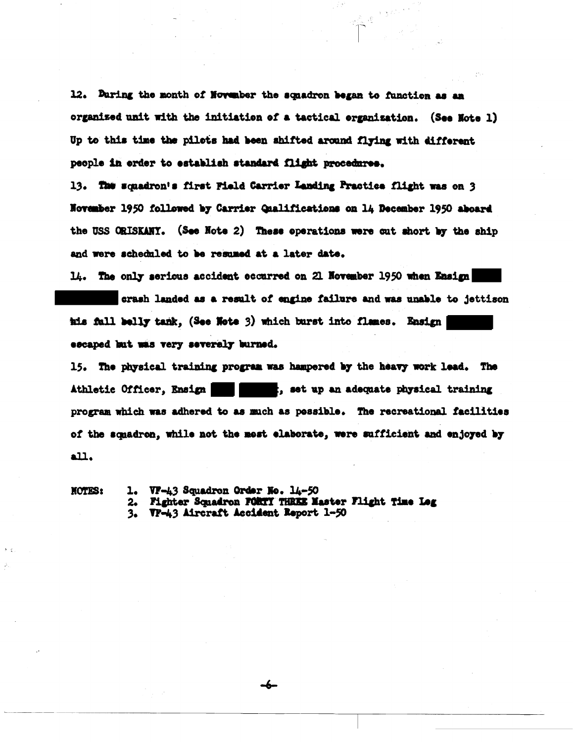12. During the month of November the squadron began to function as an organized unit with the initiation of a tactical organization. (See Note 1) Up to this time the pilots had been shifted around flying with different people in order to establish standard flight procedures.

13. The squadron's first Field Carrier Landing Practice flight was on 3 November 1950 followed by Carrier Qualifications on 14 December 1950 aboard the USS ORISKANY. (See Note 2) These operations were cut short by the ship and were scheduled to be resumed at a later date.

14. The only serious accident occurred on 21 November 1950 when Ensign ████ ████████ crash landed as a result of engine failure and was unable to jettison his full belly tank, (See Note 3) which burst into flames. Ensign ██████ escaped but was very severely burned.

15. The physical training program was hampered by the heavy work load. The Athletic Officer, Ensign ███ ██████, set up an adequate physical training program which was adhered to as much as possible. The recreational facilities of the squadron, while not the most elaborate, were sufficient and enjoyed by all.

NOTES:
1. VF-43 Squadron Order No. 14-50
2. Fighter Squadron FORTY THREE Master Flight Time Log
3. VF-43 Aircraft Accident Report 1-50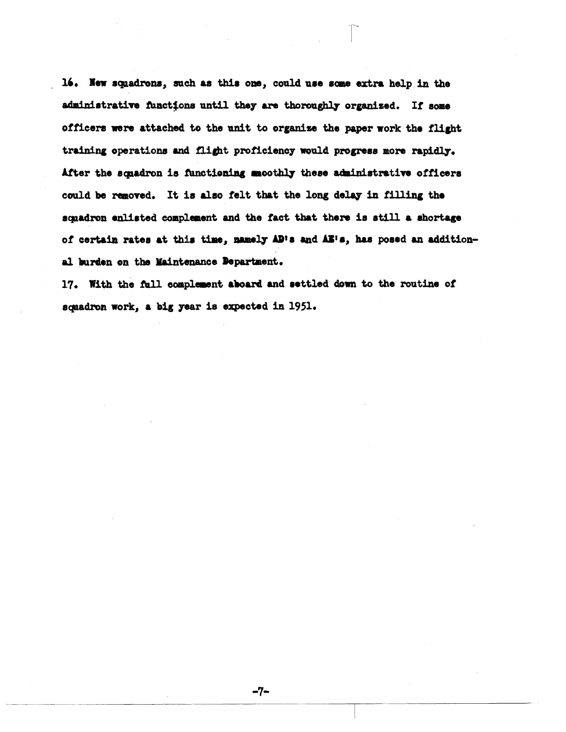16. New squadrons, such as this one, could use some extra help in the administrative functions until they are thoroughly organized. If some officers were attached to the unit to organize the paper work the flight training operations and flight proficiency would progress more rapidly. After the squadron is functioning smoothly these administrative officers could be removed. It is also felt that the long delay in filling the squadron enlisted complement and the fact that there is still a shortage of certain rates at this time, namely AD's and AE's, has posed an additional burden on the Maintenance Department.

17. With the full complement aboard and settled down to the routine of squadron work, a big year is expected in 1951.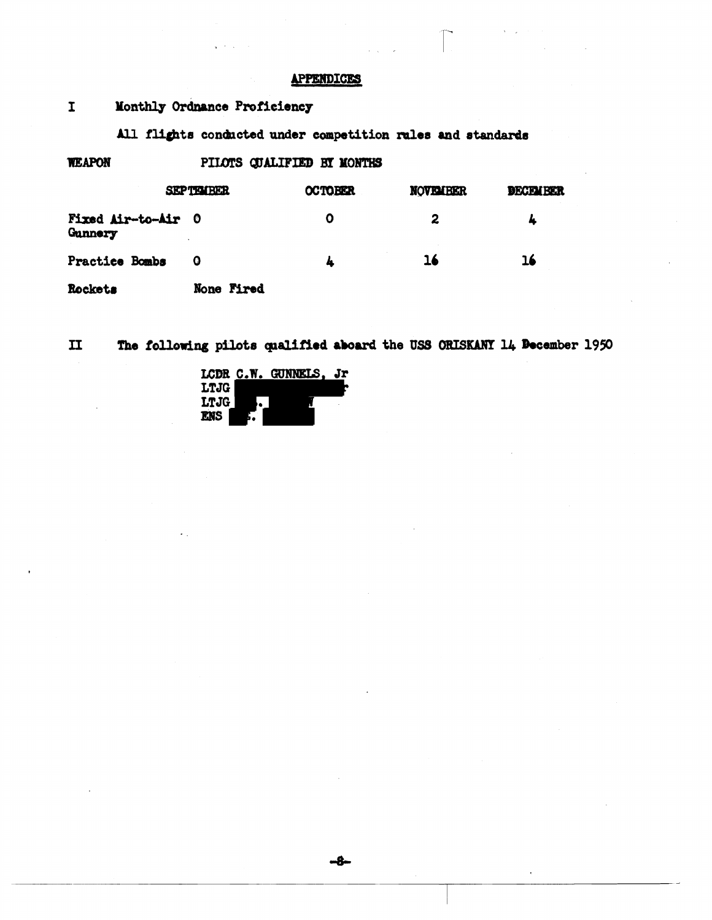## APPENDICES

I Monthly Ordnance Proficiency

All flights conducted under competition rules and standards

| WEAPON | PILOTS QUALIFIED BY MONTHS | | | |
|---|---|---|---|---|
| | SEPTEMBER | OCTOBER | NOVEMBER | DECEMBER |
| Fixed Air-to-Air Gunnery | 0 | 0 | 2 | 4 |
| Practice Bombs | 0 | 4 | 16 | 16 |
| Rockets | None Fired | | | |

II The following pilots qualified aboard the USS ORISKANY 14 December 1950

LCDR C.W. GUNNELS, Jr
LTJG
LTJG
ENS